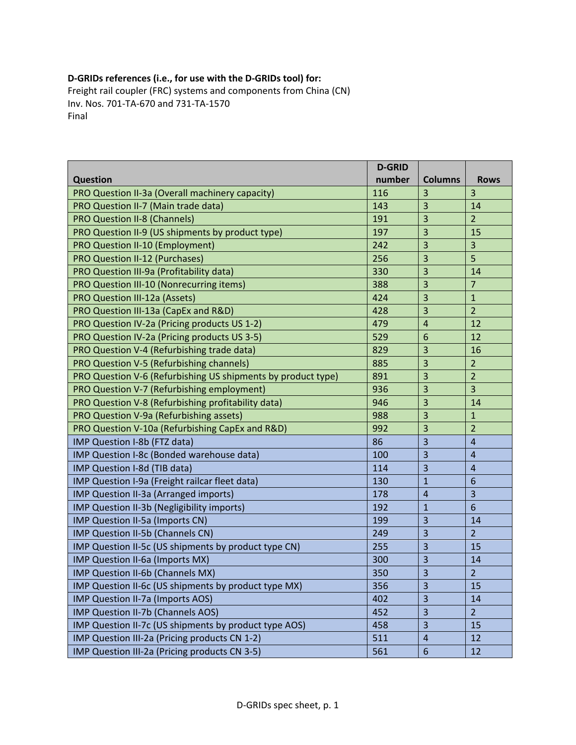**D-GRIDs references (i.e., for use with the D-GRIDs tool) for:**
Freight rail coupler (FRC) systems and components from China (CN)
Inv. Nos. 701-TA-670 and 731-TA-1570
Final

| Question | D-GRID number | Columns | Rows |
|---|---|---|---|
| PRO Question II-3a (Overall machinery capacity) | 116 | 3 | 3 |
| PRO Question II-7 (Main trade data) | 143 | 3 | 14 |
| PRO Question II-8 (Channels) | 191 | 3 | 2 |
| PRO Question II-9 (US shipments by product type) | 197 | 3 | 15 |
| PRO Question II-10 (Employment) | 242 | 3 | 3 |
| PRO Question II-12 (Purchases) | 256 | 3 | 5 |
| PRO Question III-9a (Profitability data) | 330 | 3 | 14 |
| PRO Question III-10 (Nonrecurring items) | 388 | 3 | 7 |
| PRO Question III-12a (Assets) | 424 | 3 | 1 |
| PRO Question III-13a (CapEx and R&D) | 428 | 3 | 2 |
| PRO Question IV-2a (Pricing products US 1-2) | 479 | 4 | 12 |
| PRO Question IV-2a (Pricing products US 3-5) | 529 | 6 | 12 |
| PRO Question V-4 (Refurbishing trade data) | 829 | 3 | 16 |
| PRO Question V-5 (Refurbishing channels) | 885 | 3 | 2 |
| PRO Question V-6 (Refurbishing US shipments by product type) | 891 | 3 | 2 |
| PRO Question V-7 (Refurbishing employment) | 936 | 3 | 3 |
| PRO Question V-8 (Refurbishing profitability data) | 946 | 3 | 14 |
| PRO Question V-9a (Refurbishing assets) | 988 | 3 | 1 |
| PRO Question V-10a (Refurbishing CapEx and R&D) | 992 | 3 | 2 |
| IMP Question I-8b (FTZ data) | 86 | 3 | 4 |
| IMP Question I-8c (Bonded warehouse data) | 100 | 3 | 4 |
| IMP Question I-8d (TIB data) | 114 | 3 | 4 |
| IMP Question I-9a (Freight railcar fleet data) | 130 | 1 | 6 |
| IMP Question II-3a (Arranged imports) | 178 | 4 | 3 |
| IMP Question II-3b (Negligibility imports) | 192 | 1 | 6 |
| IMP Question II-5a (Imports CN) | 199 | 3 | 14 |
| IMP Question II-5b (Channels CN) | 249 | 3 | 2 |
| IMP Question II-5c (US shipments by product type CN) | 255 | 3 | 15 |
| IMP Question II-6a (Imports MX) | 300 | 3 | 14 |
| IMP Question II-6b (Channels MX) | 350 | 3 | 2 |
| IMP Question II-6c (US shipments by product type MX) | 356 | 3 | 15 |
| IMP Question II-7a (Imports AOS) | 402 | 3 | 14 |
| IMP Question II-7b (Channels AOS) | 452 | 3 | 2 |
| IMP Question II-7c (US shipments by product type AOS) | 458 | 3 | 15 |
| IMP Question III-2a (Pricing products CN 1-2) | 511 | 4 | 12 |
| IMP Question III-2a (Pricing products CN 3-5) | 561 | 6 | 12 |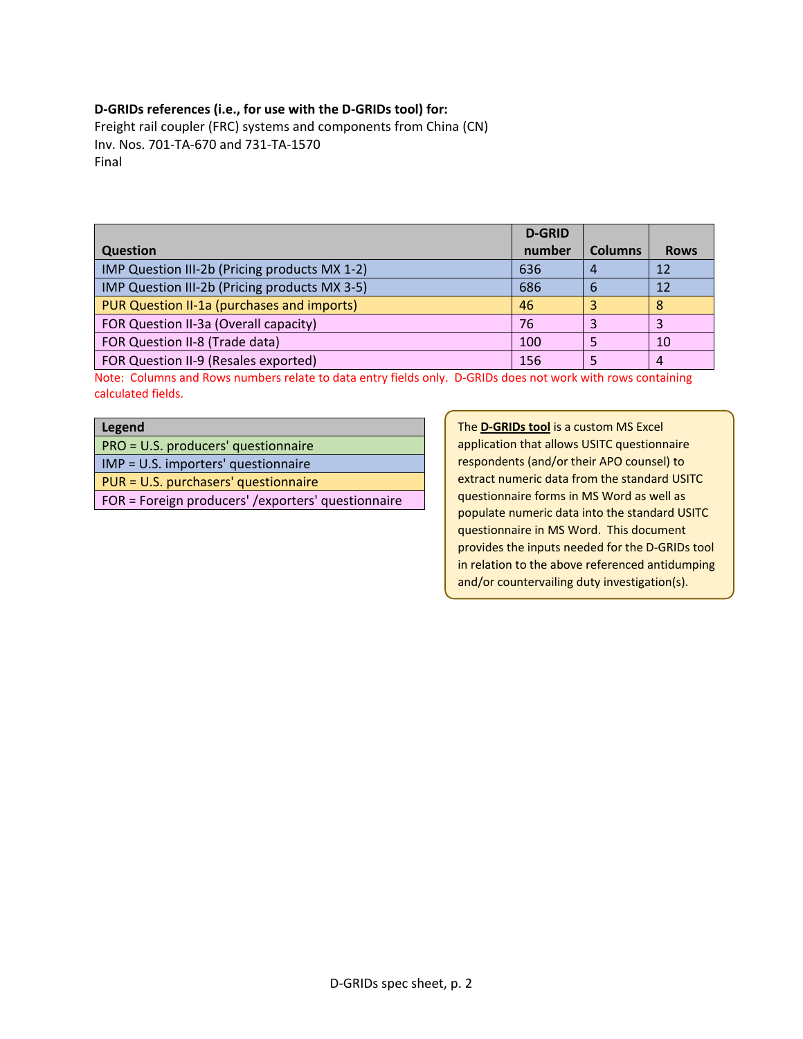**D-GRIDs references (i.e., for use with the D-GRIDs tool) for:**

Freight rail coupler (FRC) systems and components from China (CN)
Inv. Nos. 701-TA-670 and 731-TA-1570
Final

| Question | D-GRID number | Columns | Rows |
|---|---|---|---|
| IMP Question III-2b (Pricing products MX 1-2) | 636 | 4 | 12 |
| IMP Question III-2b (Pricing products MX 3-5) | 686 | 6 | 12 |
| PUR Question II-1a (purchases and imports) | 46 | 3 | 8 |
| FOR Question II-3a (Overall capacity) | 76 | 3 | 3 |
| FOR Question II-8 (Trade data) | 100 | 5 | 10 |
| FOR Question II-9 (Resales exported) | 156 | 5 | 4 |

Note: Columns and Rows numbers relate to data entry fields only. D-GRIDs does not work with rows containing calculated fields.

| Legend |
|---|
| PRO = U.S. producers' questionnaire |
| IMP = U.S. importers' questionnaire |
| PUR = U.S. purchasers' questionnaire |
| FOR = Foreign producers' /exporters' questionnaire |

The **D-GRIDs tool** is a custom MS Excel application that allows USITC questionnaire respondents (and/or their APO counsel) to extract numeric data from the standard USITC questionnaire forms in MS Word as well as populate numeric data into the standard USITC questionnaire in MS Word. This document provides the inputs needed for the D-GRIDs tool in relation to the above referenced antidumping and/or countervailing duty investigation(s).